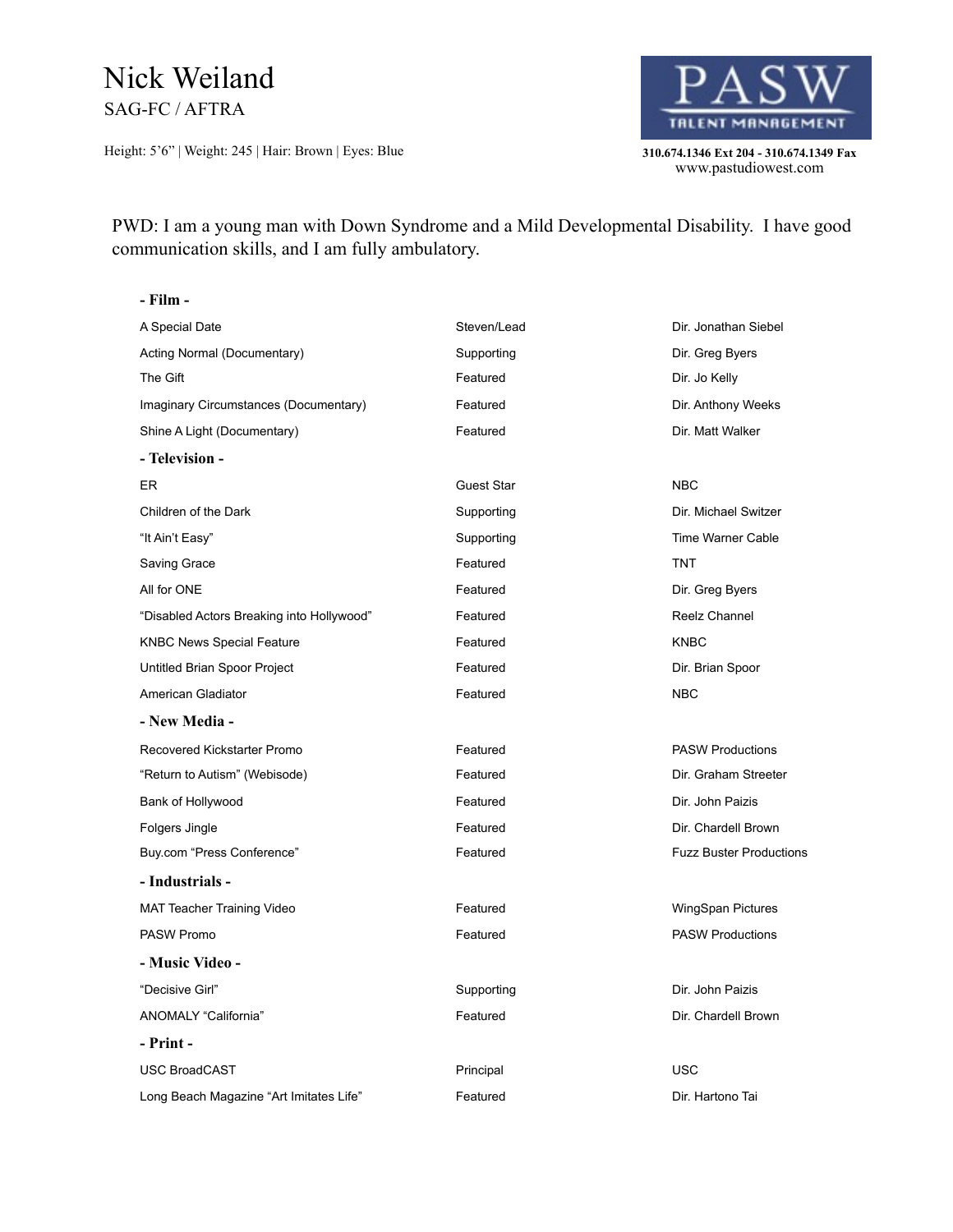# Nick Weiland

SAG-FC / AFTRA

Height: 5'6" | Weight: 245 | Hair: Brown | Eyes: Blue

PASW TALENT MANAGEMENT

310.674.1346 Ext 204 - 310.674.1349 Fax
www.pastudiowest.com

PWD: I am a young man with Down Syndrome and a Mild Developmental Disability. I have good communication skills, and I am fully ambulatory.

### - Film -

| | | |
|---|---|---|
| A Special Date | Steven/Lead | Dir. Jonathan Siebel |
| Acting Normal (Documentary) | Supporting | Dir. Greg Byers |
| The Gift | Featured | Dir. Jo Kelly |
| Imaginary Circumstances (Documentary) | Featured | Dir. Anthony Weeks |
| Shine A Light (Documentary) | Featured | Dir. Matt Walker |

### - Television -

| | | |
|---|---|---|
| ER | Guest Star | NBC |
| Children of the Dark | Supporting | Dir. Michael Switzer |
| "It Ain't Easy" | Supporting | Time Warner Cable |
| Saving Grace | Featured | TNT |
| All for ONE | Featured | Dir. Greg Byers |
| "Disabled Actors Breaking into Hollywood" | Featured | Reelz Channel |
| KNBC News Special Feature | Featured | KNBC |
| Untitled Brian Spoor Project | Featured | Dir. Brian Spoor |
| American Gladiator | Featured | NBC |

### - New Media -

| | | |
|---|---|---|
| Recovered Kickstarter Promo | Featured | PASW Productions |
| "Return to Autism" (Webisode) | Featured | Dir. Graham Streeter |
| Bank of Hollywood | Featured | Dir. John Paizis |
| Folgers Jingle | Featured | Dir. Chardell Brown |
| Buy.com "Press Conference" | Featured | Fuzz Buster Productions |

### - Industrials -

| | | |
|---|---|---|
| MAT Teacher Training Video | Featured | WingSpan Pictures |
| PASW Promo | Featured | PASW Productions |

### - Music Video -

| | | |
|---|---|---|
| "Decisive Girl" | Supporting | Dir. John Paizis |
| ANOMALY "California" | Featured | Dir. Chardell Brown |

### - Print -

| | | |
|---|---|---|
| USC BroadCAST | Principal | USC |
| Long Beach Magazine "Art Imitates Life" | Featured | Dir. Hartono Tai |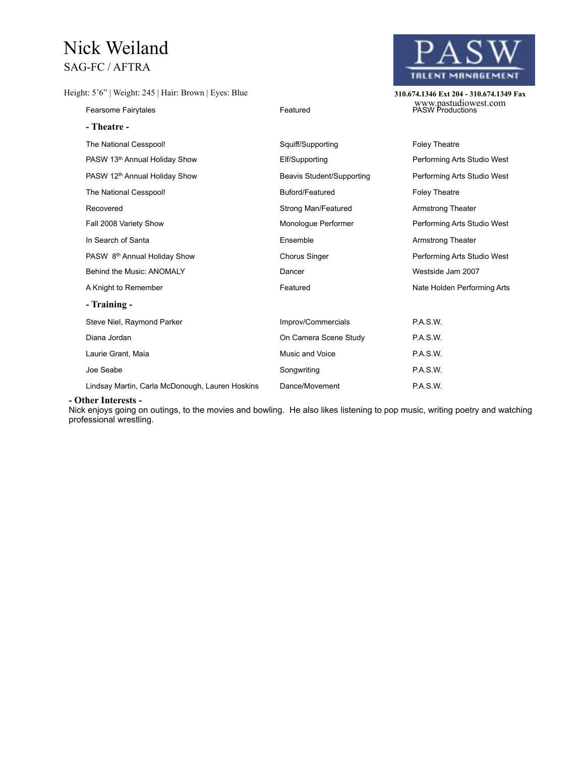# Nick Weiland

SAG-FC / AFTRA

Height: 5'6" | Weight: 245 | Hair: Brown | Eyes: Blue

PASW TALENT MANAGEMENT

310.674.1346 Ext 204 - 310.674.1349 Fax
www.pastudiowest.com

| | | |
|---|---|---|
| Fearsome Fairytales | Featured | PASW Productions |

## - Theatre -

| | | |
|---|---|---|
| The National Cesspool! | Squiff/Supporting | Foley Theatre |
| PASW 13th Annual Holiday Show | Elf/Supporting | Performing Arts Studio West |
| PASW 12th Annual Holiday Show | Beavis Student/Supporting | Performing Arts Studio West |
| The National Cesspool! | Buford/Featured | Foley Theatre |
| Recovered | Strong Man/Featured | Armstrong Theater |
| Fall 2008 Variety Show | Monologue Performer | Performing Arts Studio West |
| In Search of Santa | Ensemble | Armstrong Theater |
| PASW 8th Annual Holiday Show | Chorus Singer | Performing Arts Studio West |
| Behind the Music: ANOMALY | Dancer | Westside Jam 2007 |
| A Knight to Remember | Featured | Nate Holden Performing Arts |

## - Training -

| | | |
|---|---|---|
| Steve Niel, Raymond Parker | Improv/Commercials | P.A.S.W. |
| Diana Jordan | On Camera Scene Study | P.A.S.W. |
| Laurie Grant, Maia | Music and Voice | P.A.S.W. |
| Joe Seabe | Songwriting | P.A.S.W. |
| Lindsay Martin, Carla McDonough, Lauren Hoskins | Dance/Movement | P.A.S.W. |

## - Other Interests -

Nick enjoys going on outings, to the movies and bowling. He also likes listening to pop music, writing poetry and watching professional wrestling.